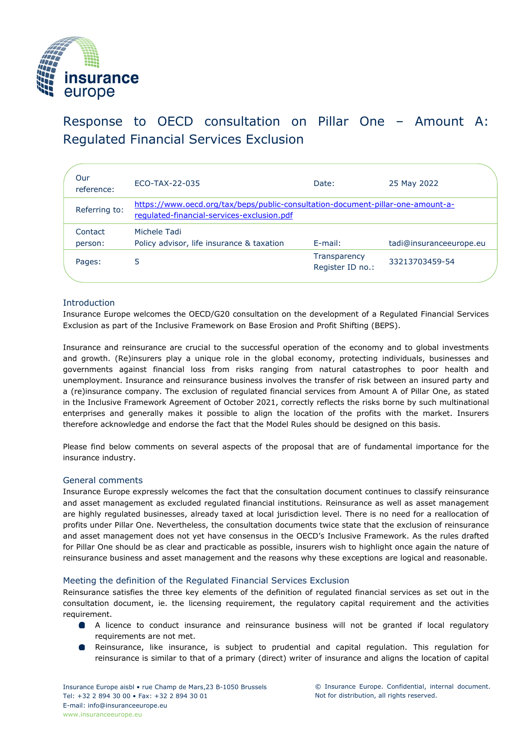# Response to OECD consultation on Pillar One – Amount A: Regulated Financial Services Exclusion

| Our reference: | ECO-TAX-22-035 | Date: | 25 May 2022 |
|---|---|---|---|
| Referring to: | https://www.oecd.org/tax/beps/public-consultation-document-pillar-one-amount-a-regulated-financial-services-exclusion.pdf | | |
| Contact person: | Michele Tadi<br>Policy advisor, life insurance & taxation | E-mail: | tadi@insuranceeurope.eu |
| Pages: | 5 | Transparency Register ID no.: | 33213703459-54 |

## Introduction

Insurance Europe welcomes the OECD/G20 consultation on the development of a Regulated Financial Services Exclusion as part of the Inclusive Framework on Base Erosion and Profit Shifting (BEPS).

Insurance and reinsurance are crucial to the successful operation of the economy and to global investments and growth. (Re)insurers play a unique role in the global economy, protecting individuals, businesses and governments against financial loss from risks ranging from natural catastrophes to poor health and unemployment. Insurance and reinsurance business involves the transfer of risk between an insured party and a (re)insurance company. The exclusion of regulated financial services from Amount A of Pillar One, as stated in the Inclusive Framework Agreement of October 2021, correctly reflects the risks borne by such multinational enterprises and generally makes it possible to align the location of the profits with the market. Insurers therefore acknowledge and endorse the fact that the Model Rules should be designed on this basis.

Please find below comments on several aspects of the proposal that are of fundamental importance for the insurance industry.

## General comments

Insurance Europe expressly welcomes the fact that the consultation document continues to classify reinsurance and asset management as excluded regulated financial institutions. Reinsurance as well as asset management are highly regulated businesses, already taxed at local jurisdiction level. There is no need for a reallocation of profits under Pillar One. Nevertheless, the consultation documents twice state that the exclusion of reinsurance and asset management does not yet have consensus in the OECD's Inclusive Framework. As the rules drafted for Pillar One should be as clear and practicable as possible, insurers wish to highlight once again the nature of reinsurance business and asset management and the reasons why these exceptions are logical and reasonable.

## Meeting the definition of the Regulated Financial Services Exclusion

Reinsurance satisfies the three key elements of the definition of regulated financial services as set out in the consultation document, ie. the licensing requirement, the regulatory capital requirement and the activities requirement.

- A licence to conduct insurance and reinsurance business will not be granted if local regulatory requirements are not met.
- Reinsurance, like insurance, is subject to prudential and capital regulation. This regulation for reinsurance is similar to that of a primary (direct) writer of insurance and aligns the location of capital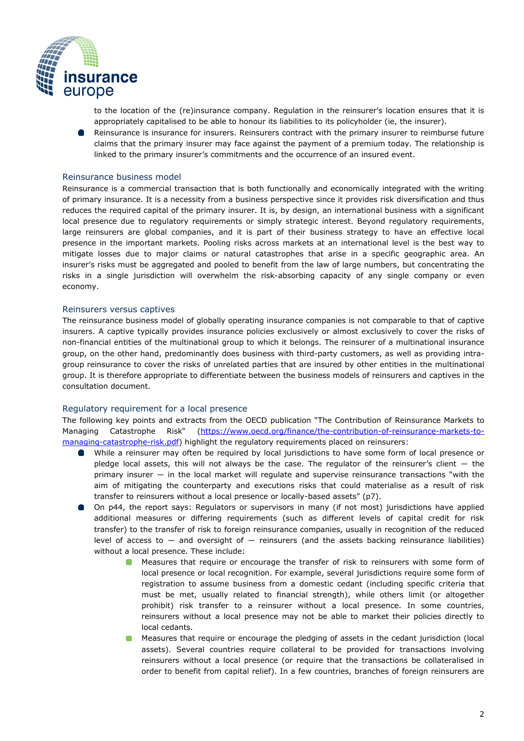to the location of the (re)insurance company. Regulation in the reinsurer's location ensures that it is appropriately capitalised to be able to honour its liabilities to its policyholder (ie, the insurer).

- Reinsurance is insurance for insurers. Reinsurers contract with the primary insurer to reimburse future claims that the primary insurer may face against the payment of a premium today. The relationship is linked to the primary insurer's commitments and the occurrence of an insured event.

## Reinsurance business model

Reinsurance is a commercial transaction that is both functionally and economically integrated with the writing of primary insurance. It is a necessity from a business perspective since it provides risk diversification and thus reduces the required capital of the primary insurer. It is, by design, an international business with a significant local presence due to regulatory requirements or simply strategic interest. Beyond regulatory requirements, large reinsurers are global companies, and it is part of their business strategy to have an effective local presence in the important markets. Pooling risks across markets at an international level is the best way to mitigate losses due to major claims or natural catastrophes that arise in a specific geographic area. An insurer's risks must be aggregated and pooled to benefit from the law of large numbers, but concentrating the risks in a single jurisdiction will overwhelm the risk-absorbing capacity of any single company or even economy.

## Reinsurers versus captives

The reinsurance business model of globally operating insurance companies is not comparable to that of captive insurers. A captive typically provides insurance policies exclusively or almost exclusively to cover the risks of non-financial entities of the multinational group to which it belongs. The reinsurer of a multinational insurance group, on the other hand, predominantly does business with third-party customers, as well as providing intra-group reinsurance to cover the risks of unrelated parties that are insured by other entities in the multinational group. It is therefore appropriate to differentiate between the business models of reinsurers and captives in the consultation document.

## Regulatory requirement for a local presence

The following key points and extracts from the OECD publication "The Contribution of Reinsurance Markets to Managing Catastrophe Risk" ([https://www.oecd.org/finance/the-contribution-of-reinsurance-markets-to-managing-catastrophe-risk.pdf](https://www.oecd.org/finance/the-contribution-of-reinsurance-markets-to-managing-catastrophe-risk.pdf)) highlight the regulatory requirements placed on reinsurers:

- While a reinsurer may often be required by local jurisdictions to have some form of local presence or pledge local assets, this will not always be the case. The regulator of the reinsurer's client — the primary insurer — in the local market will regulate and supervise reinsurance transactions "with the aim of mitigating the counterparty and executions risks that could materialise as a result of risk transfer to reinsurers without a local presence or locally-based assets" (p7).
- On p44, the report says: Regulators or supervisors in many (if not most) jurisdictions have applied additional measures or differing requirements (such as different levels of capital credit for risk transfer) to the transfer of risk to foreign reinsurance companies, usually in recognition of the reduced level of access to — and oversight of — reinsurers (and the assets backing reinsurance liabilities) without a local presence. These include:
    - Measures that require or encourage the transfer of risk to reinsurers with some form of local presence or local recognition. For example, several jurisdictions require some form of registration to assume business from a domestic cedant (including specific criteria that must be met, usually related to financial strength), while others limit (or altogether prohibit) risk transfer to a reinsurer without a local presence. In some countries, reinsurers without a local presence may not be able to market their policies directly to local cedants.
    - Measures that require or encourage the pledging of assets in the cedant jurisdiction (local assets). Several countries require collateral to be provided for transactions involving reinsurers without a local presence (or require that the transactions be collateralised in order to benefit from capital relief). In a few countries, branches of foreign reinsurers are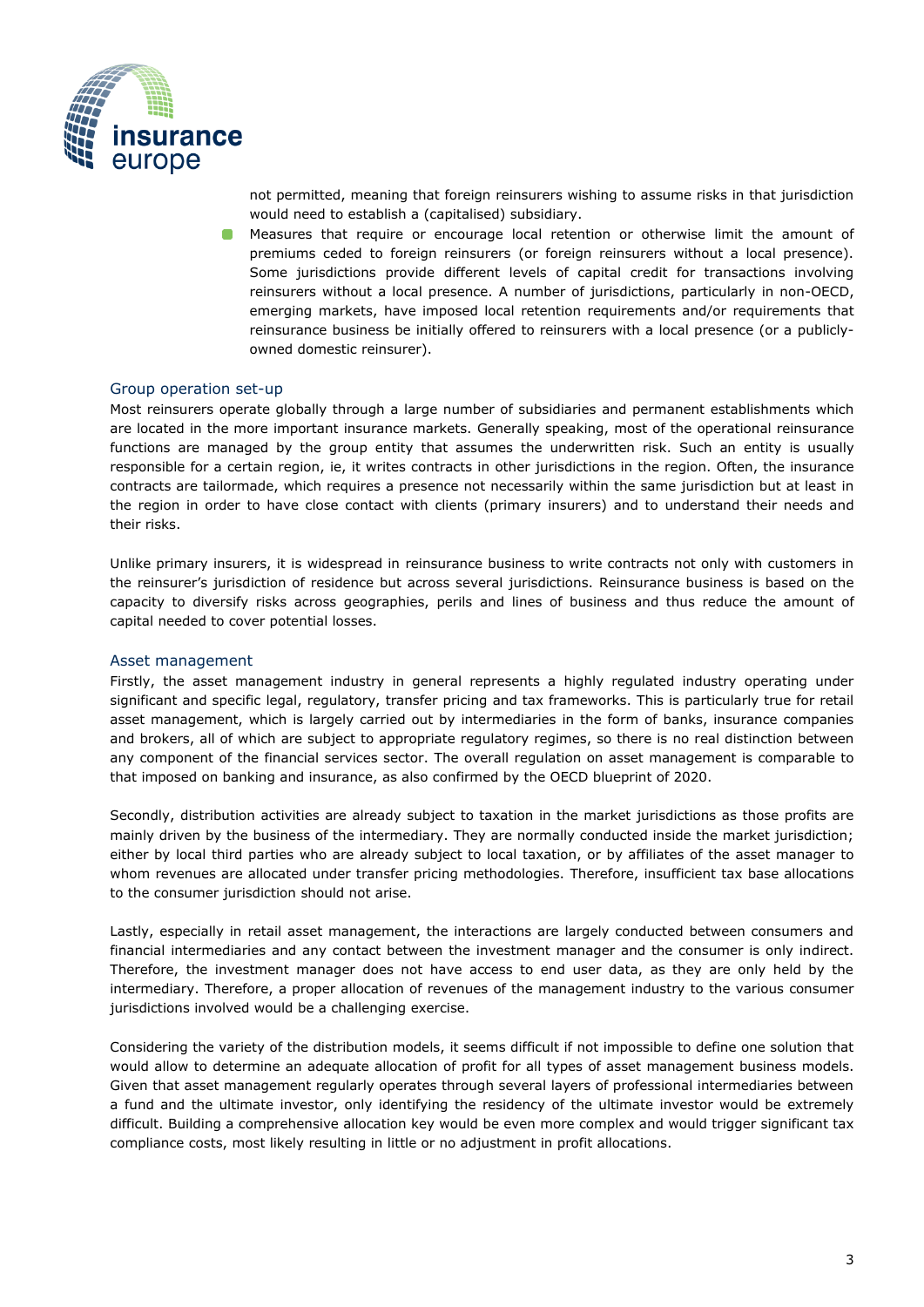not permitted, meaning that foreign reinsurers wishing to assume risks in that jurisdiction would need to establish a (capitalised) subsidiary.

- Measures that require or encourage local retention or otherwise limit the amount of premiums ceded to foreign reinsurers (or foreign reinsurers without a local presence). Some jurisdictions provide different levels of capital credit for transactions involving reinsurers without a local presence. A number of jurisdictions, particularly in non-OECD, emerging markets, have imposed local retention requirements and/or requirements that reinsurance business be initially offered to reinsurers with a local presence (or a publicly-owned domestic reinsurer).

## Group operation set-up

Most reinsurers operate globally through a large number of subsidiaries and permanent establishments which are located in the more important insurance markets. Generally speaking, most of the operational reinsurance functions are managed by the group entity that assumes the underwritten risk. Such an entity is usually responsible for a certain region, ie, it writes contracts in other jurisdictions in the region. Often, the insurance contracts are tailormade, which requires a presence not necessarily within the same jurisdiction but at least in the region in order to have close contact with clients (primary insurers) and to understand their needs and their risks.

Unlike primary insurers, it is widespread in reinsurance business to write contracts not only with customers in the reinsurer's jurisdiction of residence but across several jurisdictions. Reinsurance business is based on the capacity to diversify risks across geographies, perils and lines of business and thus reduce the amount of capital needed to cover potential losses.

## Asset management

Firstly, the asset management industry in general represents a highly regulated industry operating under significant and specific legal, regulatory, transfer pricing and tax frameworks. This is particularly true for retail asset management, which is largely carried out by intermediaries in the form of banks, insurance companies and brokers, all of which are subject to appropriate regulatory regimes, so there is no real distinction between any component of the financial services sector. The overall regulation on asset management is comparable to that imposed on banking and insurance, as also confirmed by the OECD blueprint of 2020.

Secondly, distribution activities are already subject to taxation in the market jurisdictions as those profits are mainly driven by the business of the intermediary. They are normally conducted inside the market jurisdiction; either by local third parties who are already subject to local taxation, or by affiliates of the asset manager to whom revenues are allocated under transfer pricing methodologies. Therefore, insufficient tax base allocations to the consumer jurisdiction should not arise.

Lastly, especially in retail asset management, the interactions are largely conducted between consumers and financial intermediaries and any contact between the investment manager and the consumer is only indirect. Therefore, the investment manager does not have access to end user data, as they are only held by the intermediary. Therefore, a proper allocation of revenues of the management industry to the various consumer jurisdictions involved would be a challenging exercise.

Considering the variety of the distribution models, it seems difficult if not impossible to define one solution that would allow to determine an adequate allocation of profit for all types of asset management business models. Given that asset management regularly operates through several layers of professional intermediaries between a fund and the ultimate investor, only identifying the residency of the ultimate investor would be extremely difficult. Building a comprehensive allocation key would be even more complex and would trigger significant tax compliance costs, most likely resulting in little or no adjustment in profit allocations.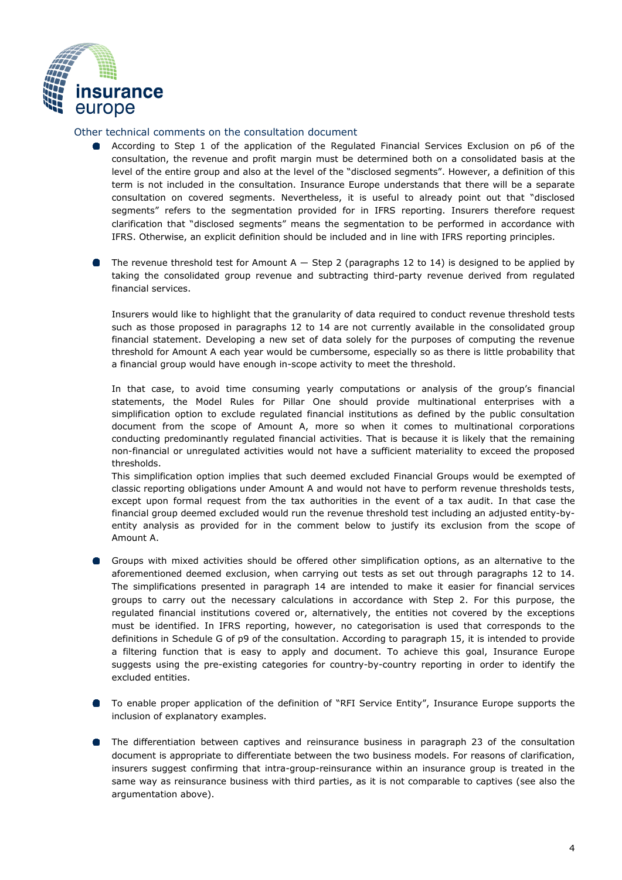### Other technical comments on the consultation document

- According to Step 1 of the application of the Regulated Financial Services Exclusion on p6 of the consultation, the revenue and profit margin must be determined both on a consolidated basis at the level of the entire group and also at the level of the "disclosed segments". However, a definition of this term is not included in the consultation. Insurance Europe understands that there will be a separate consultation on covered segments. Nevertheless, it is useful to already point out that "disclosed segments" refers to the segmentation provided for in IFRS reporting. Insurers therefore request clarification that "disclosed segments" means the segmentation to be performed in accordance with IFRS. Otherwise, an explicit definition should be included and in line with IFRS reporting principles.

- The revenue threshold test for Amount A — Step 2 (paragraphs 12 to 14) is designed to be applied by taking the consolidated group revenue and subtracting third-party revenue derived from regulated financial services.

  Insurers would like to highlight that the granularity of data required to conduct revenue threshold tests such as those proposed in paragraphs 12 to 14 are not currently available in the consolidated group financial statement. Developing a new set of data solely for the purposes of computing the revenue threshold for Amount A each year would be cumbersome, especially so as there is little probability that a financial group would have enough in-scope activity to meet the threshold.

  In that case, to avoid time consuming yearly computations or analysis of the group's financial statements, the Model Rules for Pillar One should provide multinational enterprises with a simplification option to exclude regulated financial institutions as defined by the public consultation document from the scope of Amount A, more so when it comes to multinational corporations conducting predominantly regulated financial activities. That is because it is likely that the remaining non-financial or unregulated activities would not have a sufficient materiality to exceed the proposed thresholds.
  This simplification option implies that such deemed excluded Financial Groups would be exempted of classic reporting obligations under Amount A and would not have to perform revenue thresholds tests, except upon formal request from the tax authorities in the event of a tax audit. In that case the financial group deemed excluded would run the revenue threshold test including an adjusted entity-by-entity analysis as provided for in the comment below to justify its exclusion from the scope of Amount A.

- Groups with mixed activities should be offered other simplification options, as an alternative to the aforementioned deemed exclusion, when carrying out tests as set out through paragraphs 12 to 14. The simplifications presented in paragraph 14 are intended to make it easier for financial services groups to carry out the necessary calculations in accordance with Step 2. For this purpose, the regulated financial institutions covered or, alternatively, the entities not covered by the exceptions must be identified. In IFRS reporting, however, no categorisation is used that corresponds to the definitions in Schedule G of p9 of the consultation. According to paragraph 15, it is intended to provide a filtering function that is easy to apply and document. To achieve this goal, Insurance Europe suggests using the pre-existing categories for country-by-country reporting in order to identify the excluded entities.

- To enable proper application of the definition of "RFI Service Entity", Insurance Europe supports the inclusion of explanatory examples.

- The differentiation between captives and reinsurance business in paragraph 23 of the consultation document is appropriate to differentiate between the two business models. For reasons of clarification, insurers suggest confirming that intra-group-reinsurance within an insurance group is treated in the same way as reinsurance business with third parties, as it is not comparable to captives (see also the argumentation above).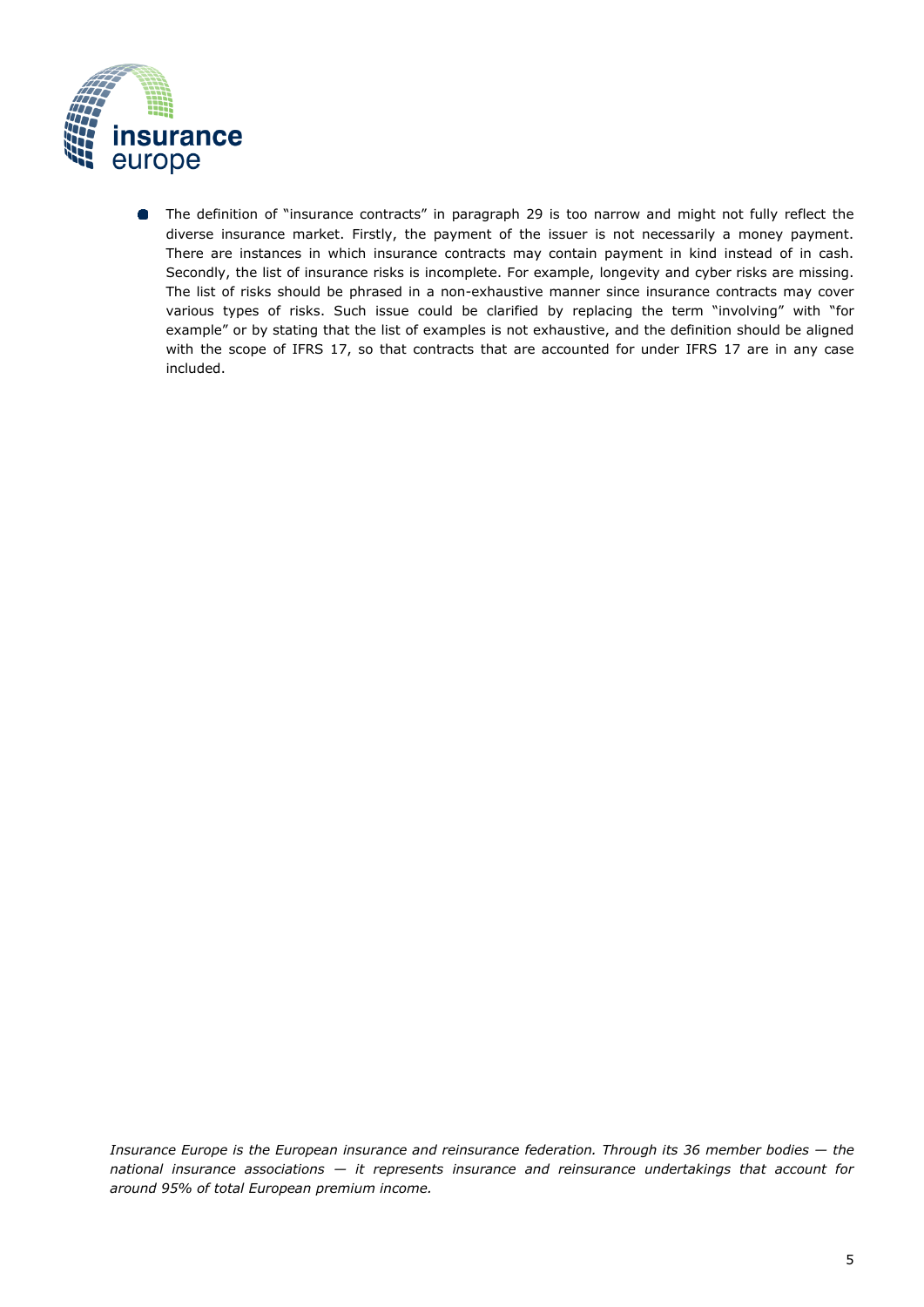- The definition of "insurance contracts" in paragraph 29 is too narrow and might not fully reflect the diverse insurance market. Firstly, the payment of the issuer is not necessarily a money payment. There are instances in which insurance contracts may contain payment in kind instead of in cash. Secondly, the list of insurance risks is incomplete. For example, longevity and cyber risks are missing. The list of risks should be phrased in a non-exhaustive manner since insurance contracts may cover various types of risks. Such issue could be clarified by replacing the term "involving" with "for example" or by stating that the list of examples is not exhaustive, and the definition should be aligned with the scope of IFRS 17, so that contracts that are accounted for under IFRS 17 are in any case included.

*Insurance Europe is the European insurance and reinsurance federation. Through its 36 member bodies — the national insurance associations — it represents insurance and reinsurance undertakings that account for around 95% of total European premium income.*